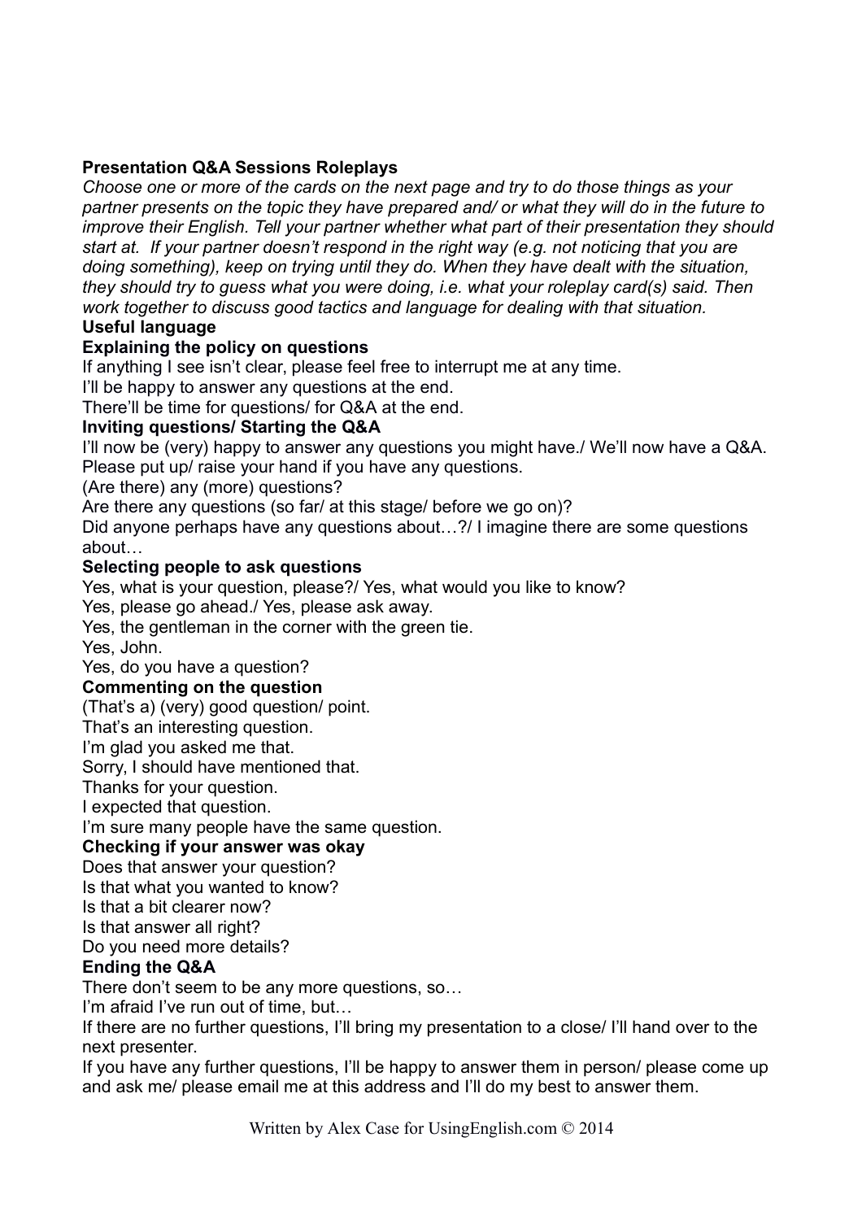## Presentation Q&A Sessions Roleplays

*Choose one or more of the cards on the next page and try to do those things as your partner presents on the topic they have prepared and/ or what they will do in the future to improve their English. Tell your partner whether what part of their presentation they should start at. If your partner doesn't respond in the right way (e.g. not noticing that you are doing something), keep on trying until they do. When they have dealt with the situation, they should try to guess what you were doing, i.e. what your roleplay card(s) said. Then work together to discuss good tactics and language for dealing with that situation.*

### Useful language

**Explaining the policy on questions**

If anything I see isn't clear, please feel free to interrupt me at any time.
I'll be happy to answer any questions at the end.
There'll be time for questions/ for Q&A at the end.

**Inviting questions/ Starting the Q&A**

I'll now be (very) happy to answer any questions you might have./ We'll now have a Q&A.
Please put up/ raise your hand if you have any questions.
(Are there) any (more) questions?
Are there any questions (so far/ at this stage/ before we go on)?
Did anyone perhaps have any questions about…?/ I imagine there are some questions about…

**Selecting people to ask questions**

Yes, what is your question, please?/ Yes, what would you like to know?
Yes, please go ahead./ Yes, please ask away.
Yes, the gentleman in the corner with the green tie.
Yes, John.
Yes, do you have a question?

**Commenting on the question**

(That's a) (very) good question/ point.
That's an interesting question.
I'm glad you asked me that.
Sorry, I should have mentioned that.
Thanks for your question.
I expected that question.
I'm sure many people have the same question.

**Checking if your answer was okay**

Does that answer your question?
Is that what you wanted to know?
Is that a bit clearer now?
Is that answer all right?
Do you need more details?

**Ending the Q&A**

There don't seem to be any more questions, so…
I'm afraid I've run out of time, but…
If there are no further questions, I'll bring my presentation to a close/ I'll hand over to the next presenter.
If you have any further questions, I'll be happy to answer them in person/ please come up and ask me/ please email me at this address and I'll do my best to answer them.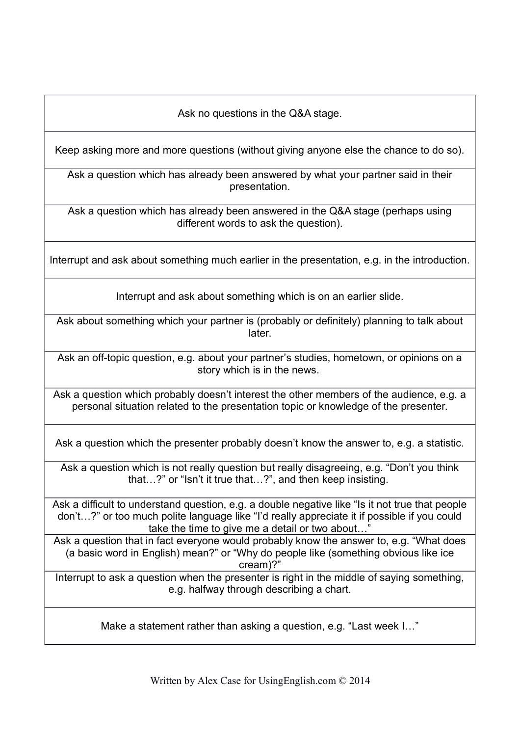| Ask no questions in the Q&A stage. |
|---|
| Keep asking more and more questions (without giving anyone else the chance to do so). |
| Ask a question which has already been answered by what your partner said in their presentation. |
| Ask a question which has already been answered in the Q&A stage (perhaps using different words to ask the question). |
| Interrupt and ask about something much earlier in the presentation, e.g. in the introduction. |
| Interrupt and ask about something which is on an earlier slide. |
| Ask about something which your partner is (probably or definitely) planning to talk about later. |
| Ask an off-topic question, e.g. about your partner's studies, hometown, or opinions on a story which is in the news. |
| Ask a question which probably doesn't interest the other members of the audience, e.g. a personal situation related to the presentation topic or knowledge of the presenter. |
| Ask a question which the presenter probably doesn't know the answer to, e.g. a statistic. |
| Ask a question which is not really question but really disagreeing, e.g. "Don't you think that…?" or "Isn't it true that…?", and then keep insisting. |
| Ask a difficult to understand question, e.g. a double negative like "Is it not true that people don't…?" or too much polite language like "I'd really appreciate it if possible if you could take the time to give me a detail or two about…" |
| Ask a question that in fact everyone would probably know the answer to, e.g. "What does (a basic word in English) mean?" or "Why do people like (something obvious like ice cream)?" |
| Interrupt to ask a question when the presenter is right in the middle of saying something, e.g. halfway through describing a chart. |
| Make a statement rather than asking a question, e.g. "Last week I…" |

Written by Alex Case for UsingEnglish.com © 2014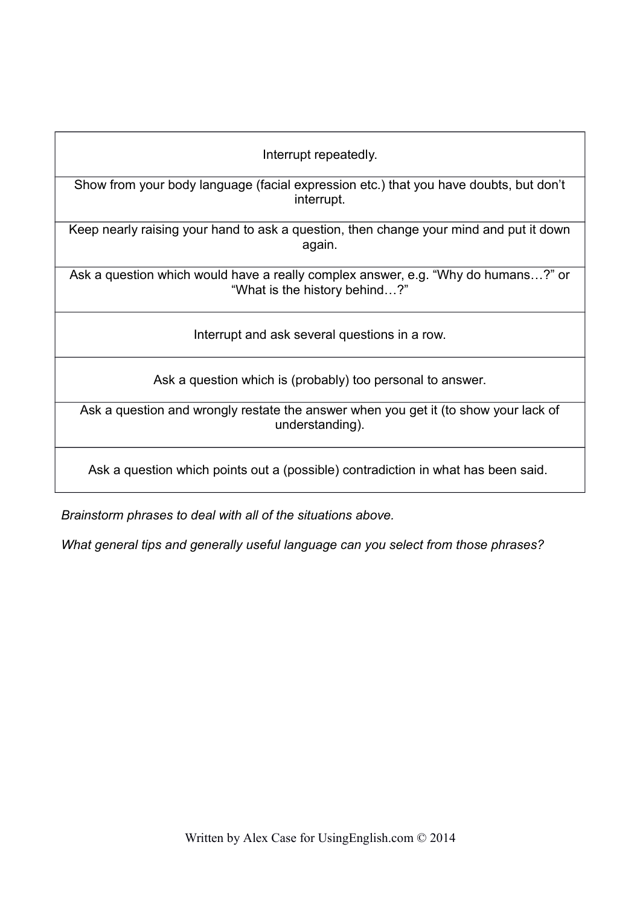| Interrupt repeatedly. |
|---|
| Show from your body language (facial expression etc.) that you have doubts, but don't interrupt. |
| Keep nearly raising your hand to ask a question, then change your mind and put it down again. |
| Ask a question which would have a really complex answer, e.g. "Why do humans…?" or "What is the history behind…?" |
| Interrupt and ask several questions in a row. |
| Ask a question which is (probably) too personal to answer. |
| Ask a question and wrongly restate the answer when you get it (to show your lack of understanding). |
| Ask a question which points out a (possible) contradiction in what has been said. |

*Brainstorm phrases to deal with all of the situations above.*

*What general tips and generally useful language can you select from those phrases?*

Written by Alex Case for UsingEnglish.com © 2014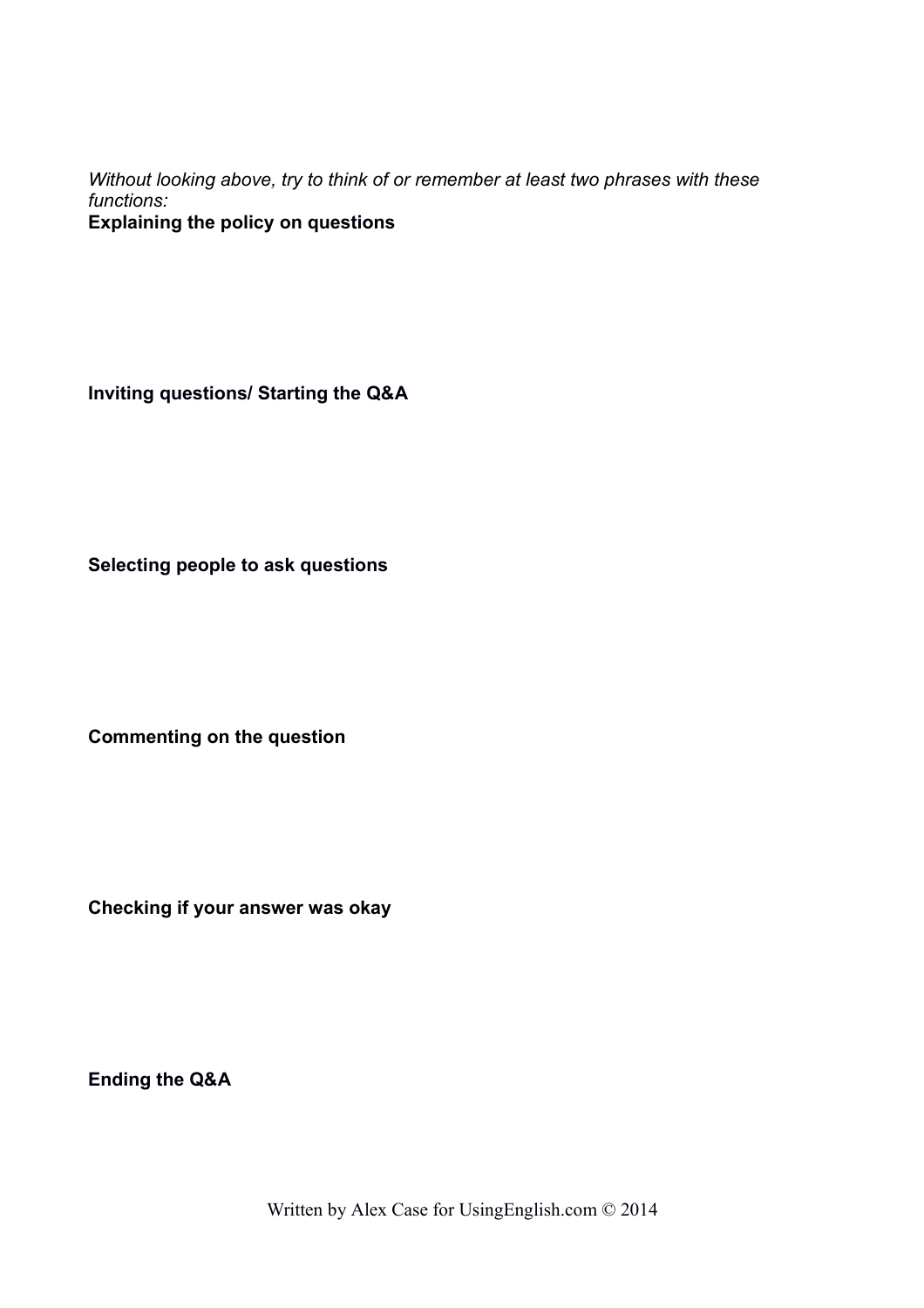*Without looking above, try to think of or remember at least two phrases with these functions:*

**Explaining the policy on questions**

**Inviting questions/ Starting the Q&A**

**Selecting people to ask questions**

**Commenting on the question**

**Checking if your answer was okay**

**Ending the Q&A**

Written by Alex Case for UsingEnglish.com © 2014